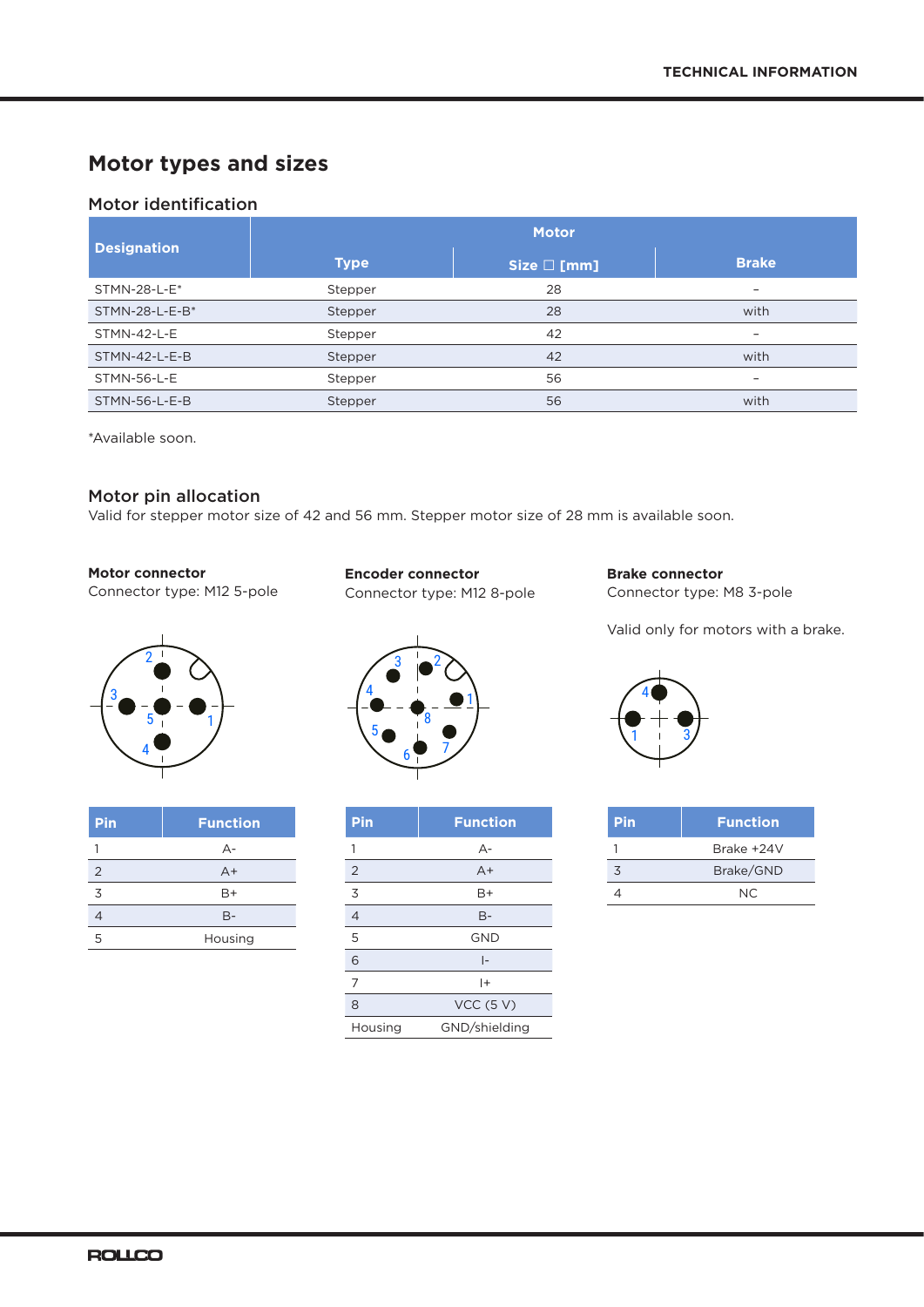## Motor types and sizes

### Motor identification

| Designation | Motor | | |
|---|---|---|---|
| | Type | Size ☐ [mm] | Brake |
| STMN-28-L-E* | Stepper | 28 | – |
| STMN-28-L-E-B* | Stepper | 28 | with |
| STMN-42-L-E | Stepper | 42 | – |
| STMN-42-L-E-B | Stepper | 42 | with |
| STMN-56-L-E | Stepper | 56 | – |
| STMN-56-L-E-B | Stepper | 56 | with |

*Available soon.

### Motor pin allocation

Valid for stepper motor size of 42 and 56 mm. Stepper motor size of 28 mm is available soon.

**Motor connector**

Connector type: M12 5-pole

| Pin | Function |
|---|---|
| 1 | A- |
| 2 | A+ |
| 3 | B+ |
| 4 | B- |
| 5 | Housing |

**Encoder connector**

Connector type: M12 8-pole

| Pin | Function |
|---|---|
| 1 | A- |
| 2 | A+ |
| 3 | B+ |
| 4 | B- |
| 5 | GND |
| 6 | I- |
| 7 | I+ |
| 8 | VCC (5 V) |
| Housing | GND/shielding |

**Brake connector**

Connector type: M8 3-pole

Valid only for motors with a brake.

| Pin | Function |
|---|---|
| 1 | Brake +24V |
| 3 | Brake/GND |
| 4 | NC |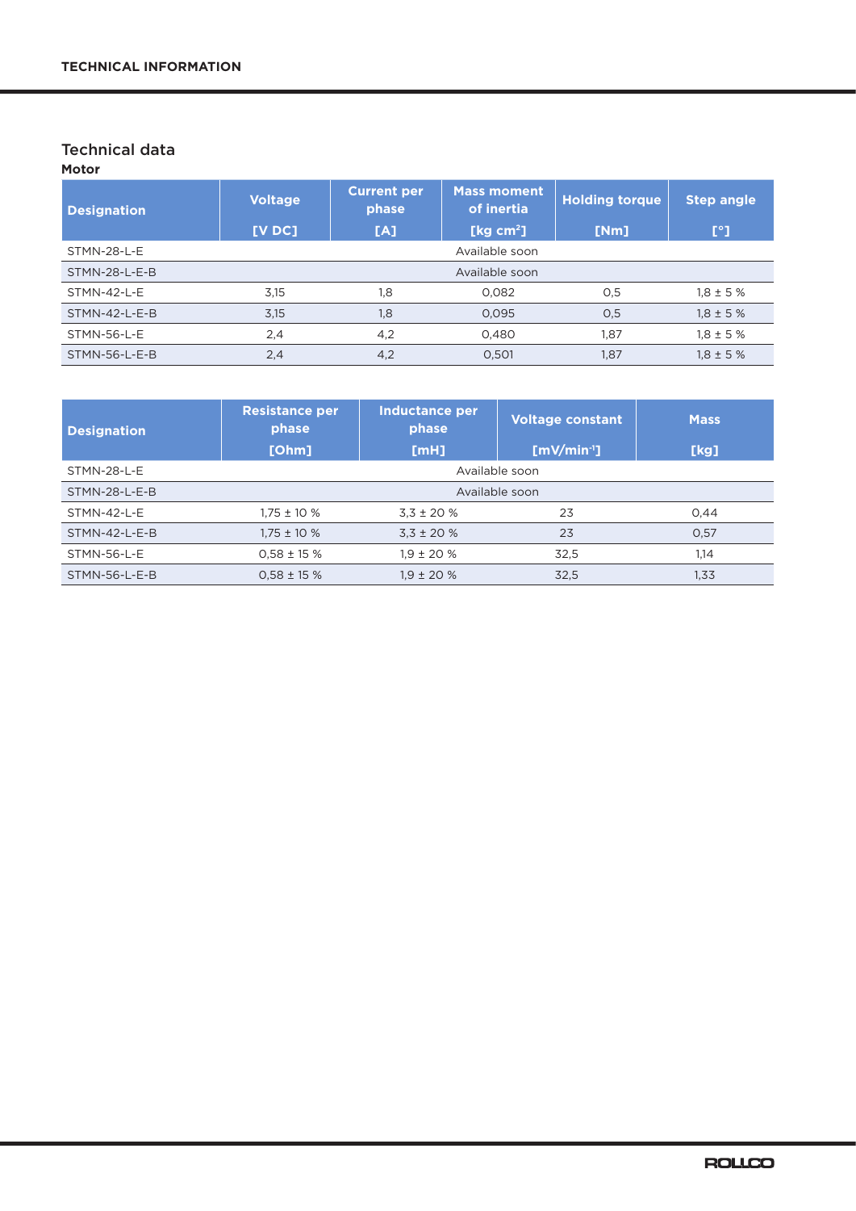## Technical data

**Motor**

| Designation | Voltage [V DC] | Current per phase [A] | Mass moment of inertia [kg cm²] | Holding torque [Nm] | Step angle [°] |
|---|---|---|---|---|---|
| STMN-28-L-E | Available soon | | | | |
| STMN-28-L-E-B | Available soon | | | | |
| STMN-42-L-E | 3,15 | 1,8 | 0,082 | 0,5 | 1,8 ± 5 % |
| STMN-42-L-E-B | 3,15 | 1,8 | 0,095 | 0,5 | 1,8 ± 5 % |
| STMN-56-L-E | 2,4 | 4,2 | 0,480 | 1,87 | 1,8 ± 5 % |
| STMN-56-L-E-B | 2,4 | 4,2 | 0,501 | 1,87 | 1,8 ± 5 % |

| Designation | Resistance per phase [Ohm] | Inductance per phase [mH] | Voltage constant [mV/min⁻¹] | Mass [kg] |
|---|---|---|---|---|
| STMN-28-L-E | Available soon | | | |
| STMN-28-L-E-B | Available soon | | | |
| STMN-42-L-E | 1,75 ± 10 % | 3,3 ± 20 % | 23 | 0,44 |
| STMN-42-L-E-B | 1,75 ± 10 % | 3,3 ± 20 % | 23 | 0,57 |
| STMN-56-L-E | 0,58 ± 15 % | 1,9 ± 20 % | 32,5 | 1,14 |
| STMN-56-L-E-B | 0,58 ± 15 % | 1,9 ± 20 % | 32,5 | 1,33 |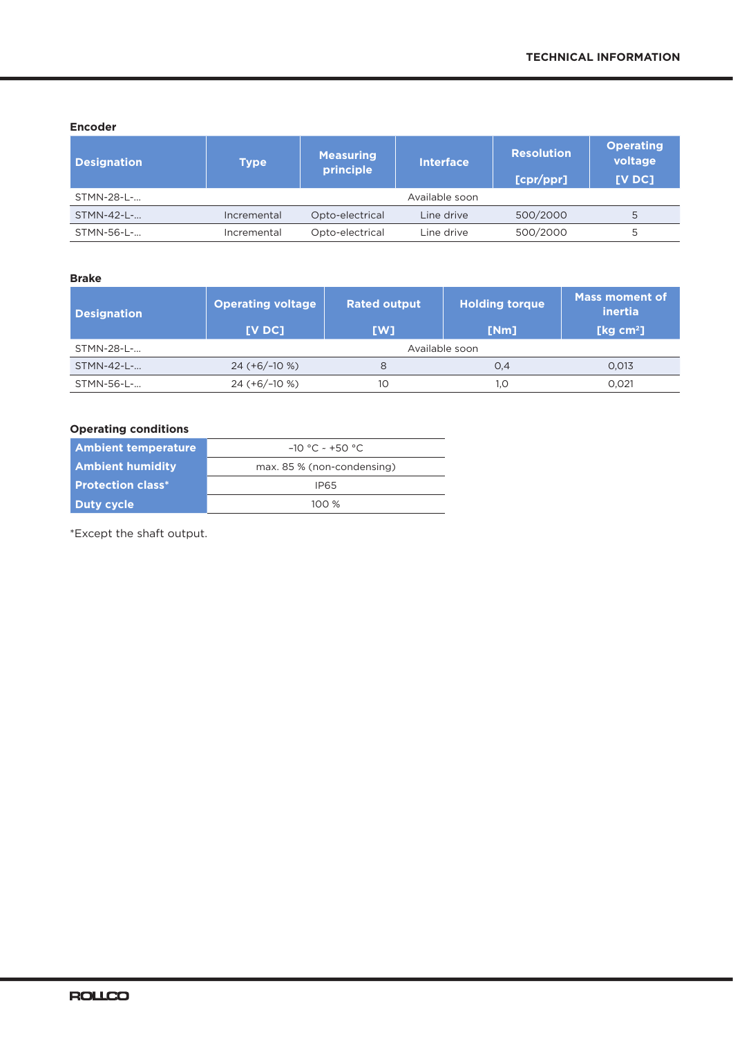### Encoder

| Designation | Type | Measuring principle | Interface | Resolution [cpr/ppr] | Operating voltage [V DC] |
|---|---|---|---|---|---|
| STMN-28-L-... | Available soon | | | | |
| STMN-42-L-... | Incremental | Opto-electrical | Line drive | 500/2000 | 5 |
| STMN-56-L-... | Incremental | Opto-electrical | Line drive | 500/2000 | 5 |

### Brake

| Designation | Operating voltage [V DC] | Rated output [W] | Holding torque [Nm] | Mass moment of inertia [kg cm²] |
|---|---|---|---|---|
| STMN-28-L-... | Available soon | | | |
| STMN-42-L-... | 24 (+6/–10 %) | 8 | 0,4 | 0,013 |
| STMN-56-L-... | 24 (+6/–10 %) | 10 | 1,0 | 0,021 |

### Operating conditions

| | |
|---|---|
| **Ambient temperature** | –10 °C - +50 °C |
| **Ambient humidity** | max. 85 % (non-condensing) |
| **Protection class*** | IP65 |
| **Duty cycle** | 100 % |

*Except the shaft output.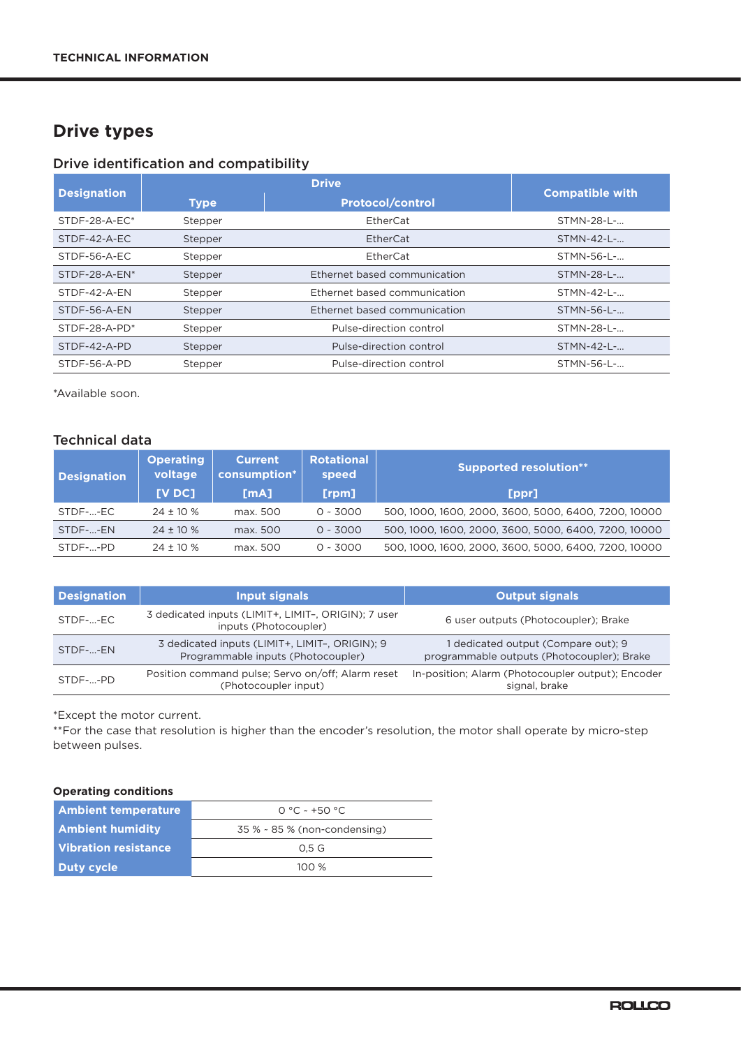# Drive types

## Drive identification and compatibility

| Designation | Drive | | Compatible with |
|---|---|---|---|
| | Type | Protocol/control | |
| STDF-28-A-EC* | Stepper | EtherCat | STMN-28-L-... |
| STDF-42-A-EC | Stepper | EtherCat | STMN-42-L-... |
| STDF-56-A-EC | Stepper | EtherCat | STMN-56-L-... |
| STDF-28-A-EN* | Stepper | Ethernet based communication | STMN-28-L-... |
| STDF-42-A-EN | Stepper | Ethernet based communication | STMN-42-L-... |
| STDF-56-A-EN | Stepper | Ethernet based communication | STMN-56-L-... |
| STDF-28-A-PD* | Stepper | Pulse-direction control | STMN-28-L-... |
| STDF-42-A-PD | Stepper | Pulse-direction control | STMN-42-L-... |
| STDF-56-A-PD | Stepper | Pulse-direction control | STMN-56-L-... |

*Available soon.

## Technical data

| Designation | Operating voltage [V DC] | Current consumption* [mA] | Rotational speed [rpm] | Supported resolution** [ppr] |
|---|---|---|---|---|
| STDF-...-EC | 24 ± 10 % | max. 500 | 0 - 3000 | 500, 1000, 1600, 2000, 3600, 5000, 6400, 7200, 10000 |
| STDF-...-EN | 24 ± 10 % | max. 500 | 0 - 3000 | 500, 1000, 1600, 2000, 3600, 5000, 6400, 7200, 10000 |
| STDF-...-PD | 24 ± 10 % | max. 500 | 0 - 3000 | 500, 1000, 1600, 2000, 3600, 5000, 6400, 7200, 10000 |

| Designation | Input signals | Output signals |
|---|---|---|
| STDF-...-EC | 3 dedicated inputs (LIMIT+, LIMIT–, ORIGIN); 7 user inputs (Photocoupler) | 6 user outputs (Photocoupler); Brake |
| STDF-...-EN | 3 dedicated inputs (LIMIT+, LIMIT–, ORIGIN); 9 Programmable inputs (Photocoupler) | 1 dedicated output (Compare out); 9 programmable outputs (Photocoupler); Brake |
| STDF-...-PD | Position command pulse; Servo on/off; Alarm reset (Photocoupler input) | In-position; Alarm (Photocoupler output); Encoder signal, brake |

*Except the motor current.
**For the case that resolution is higher than the encoder's resolution, the motor shall operate by micro-step between pulses.

### Operating conditions

| | |
|---|---|
| Ambient temperature | 0 °C - +50 °C |
| Ambient humidity | 35 % - 85 % (non-condensing) |
| Vibration resistance | 0,5 G |
| Duty cycle | 100 % |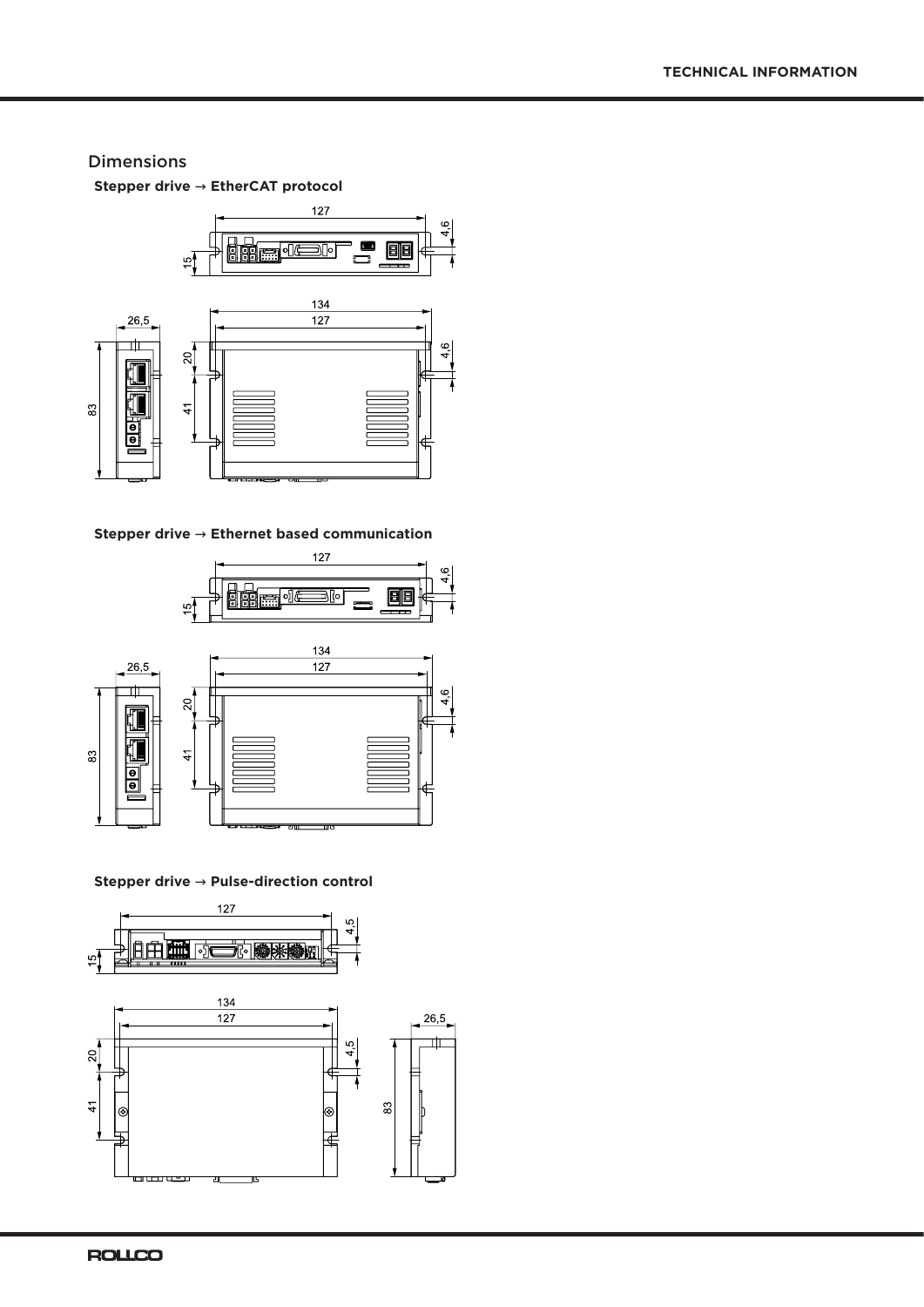## Dimensions

**Stepper drive → EtherCAT protocol**

**Stepper drive → Ethernet based communication**

**Stepper drive → Pulse-direction control**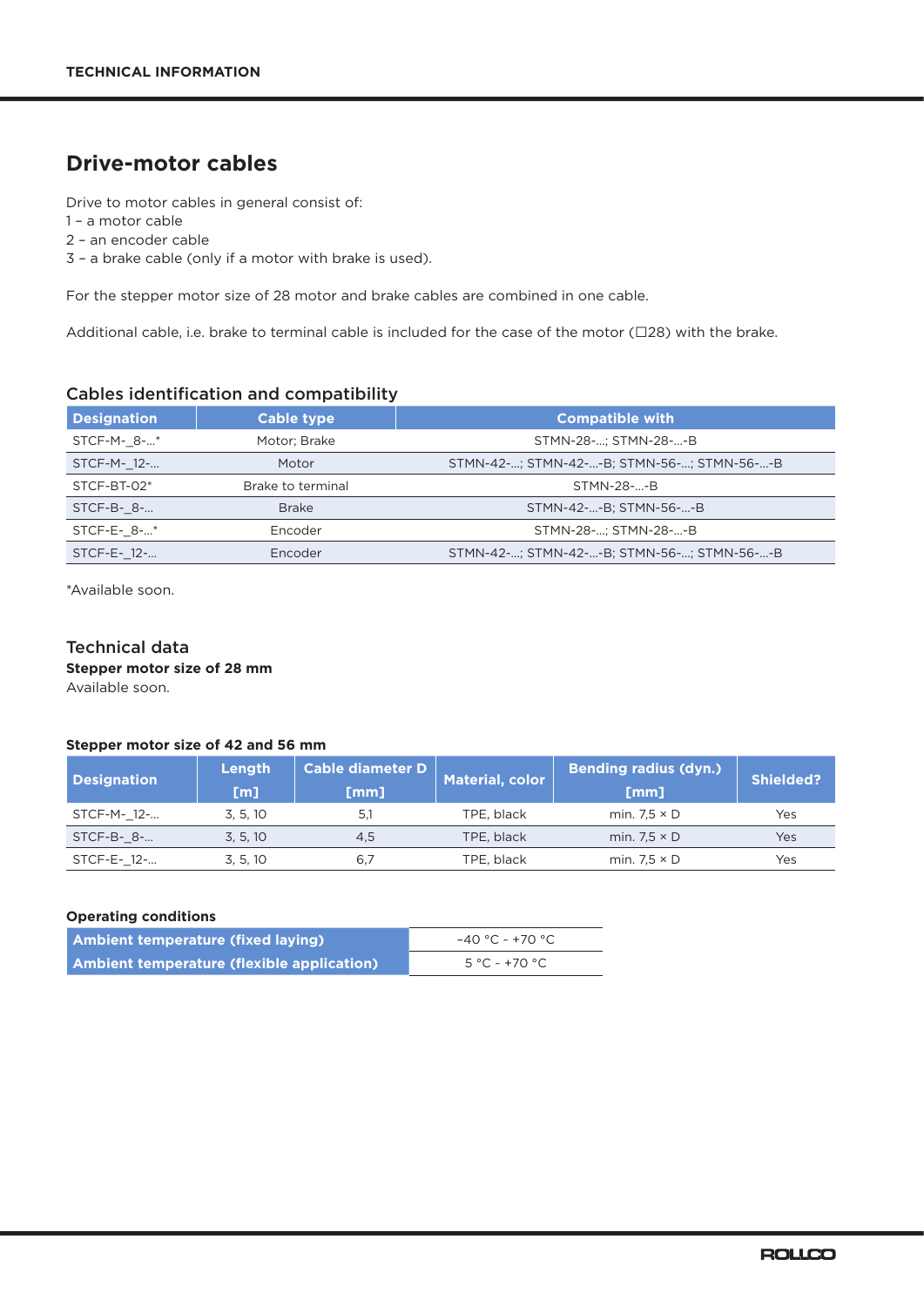## Drive-motor cables

Drive to motor cables in general consist of:
1 – a motor cable
2 – an encoder cable
3 – a brake cable (only if a motor with brake is used).

For the stepper motor size of 28 motor and brake cables are combined in one cable.

Additional cable, i.e. brake to terminal cable is included for the case of the motor (☐28) with the brake.

### Cables identification and compatibility

| Designation | Cable type | Compatible with |
|---|---|---|
| STCF-M-_8-...* | Motor; Brake | STMN-28-...; STMN-28-...-B |
| STCF-M-_12-... | Motor | STMN-42-...; STMN-42-...-B; STMN-56-...; STMN-56-...-B |
| STCF-BT-02* | Brake to terminal | STMN-28-...-B |
| STCF-B-_8-... | Brake | STMN-42-...-B; STMN-56-...-B |
| STCF-E-_8-...* | Encoder | STMN-28-...; STMN-28-...-B |
| STCF-E-_12-... | Encoder | STMN-42-...; STMN-42-...-B; STMN-56-...; STMN-56-...-B |

*Available soon.

### Technical data

**Stepper motor size of 28 mm**

Available soon.

**Stepper motor size of 42 and 56 mm**

| Designation | Length [m] | Cable diameter D [mm] | Material, color | Bending radius (dyn.) [mm] | Shielded? |
|---|---|---|---|---|---|
| STCF-M-_12-... | 3, 5, 10 | 5,1 | TPE, black | min. 7,5 × D | Yes |
| STCF-B-_8-... | 3, 5, 10 | 4,5 | TPE, black | min. 7,5 × D | Yes |
| STCF-E-_12-... | 3, 5, 10 | 6,7 | TPE, black | min. 7,5 × D | Yes |

**Operating conditions**

| | |
|---|---|
| **Ambient temperature (fixed laying)** | –40 °C ~ +70 °C |
| **Ambient temperature (flexible application)** | 5 °C ~ +70 °C |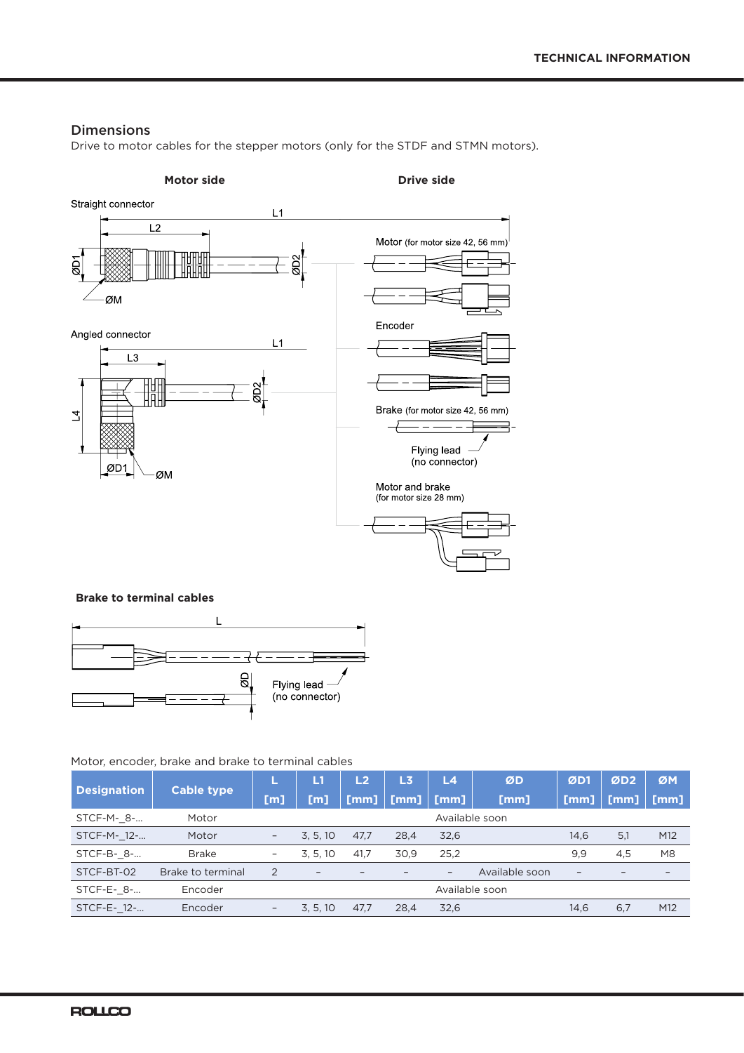## Dimensions

Drive to motor cables for the stepper motors (only for the STDF and STMN motors).

**Motor side** **Drive side**

Straight connector

L1

L2

ØD1

ØD2

ØM

Motor (for motor size 42, 56 mm)

Angled connector

L1

L3

L4

ØD2

ØD1

ØM

Encoder

Brake (for motor size 42, 56 mm)

Flying lead (no connector)

Motor and brake (for motor size 28 mm)

**Brake to terminal cables**

L

ØD

Flying lead (no connector)

Motor, encoder, brake and brake to terminal cables

| Designation | Cable type | L [m] | L1 [m] | L2 [mm] | L3 [mm] | L4 [mm] | ØD [mm] | ØD1 [mm] | ØD2 [mm] | ØM [mm] |
|---|---|---|---|---|---|---|---|---|---|---|
| STCF-M-_8-... | Motor | Available soon | | | | | | | | |
| STCF-M-_12-... | Motor | – | 3, 5, 10 | 47,7 | 28,4 | 32,6 | | 14,6 | 5,1 | M12 |
| STCF-B-_8-... | Brake | – | 3, 5, 10 | 41,7 | 30,9 | 25,2 | | 9,9 | 4,5 | M8 |
| STCF-BT-02 | Brake to terminal | 2 | – | – | – | – | Available soon | – | – | – |
| STCF-E-_8-... | Encoder | Available soon | | | | | | | | |
| STCF-E-_12-... | Encoder | – | 3, 5, 10 | 47,7 | 28,4 | 32,6 | | 14,6 | 6,7 | M12 |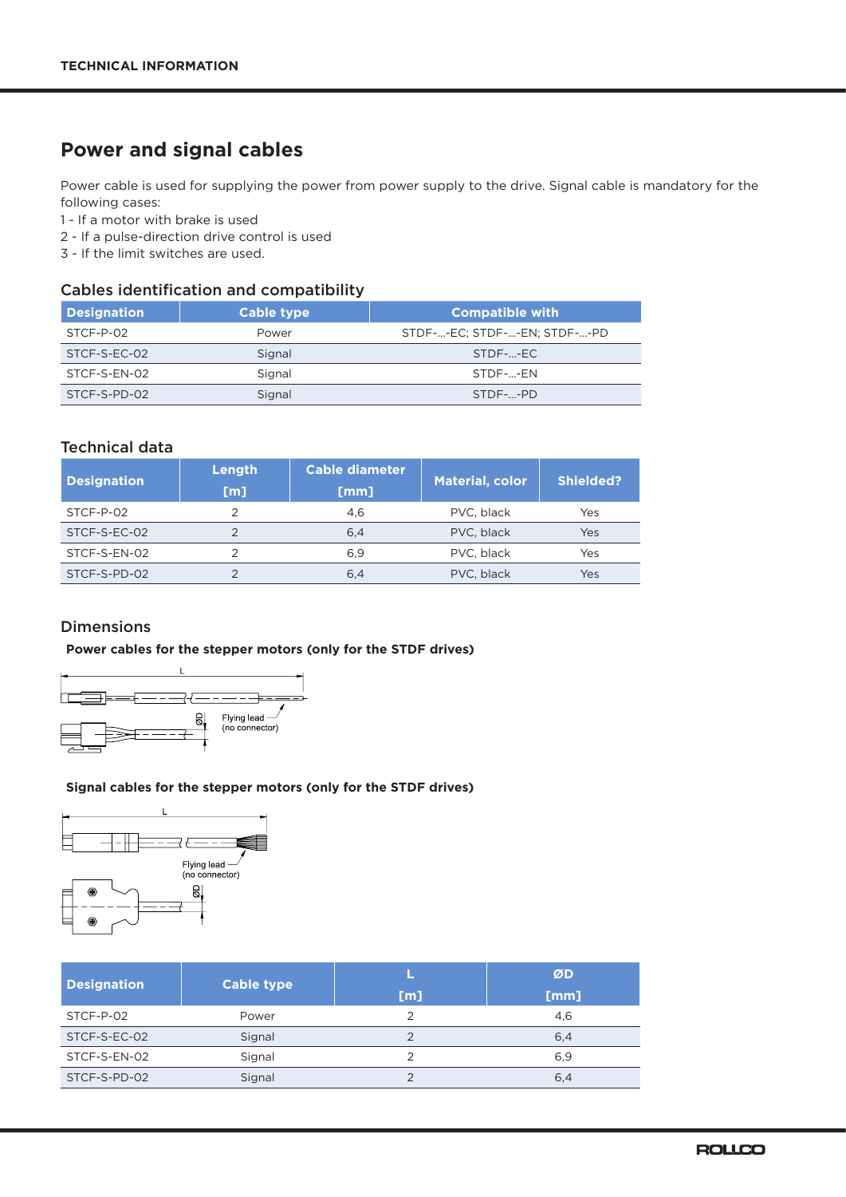## Power and signal cables

Power cable is used for supplying the power from power supply to the drive. Signal cable is mandatory for the following cases:

1 - If a motor with brake is used
2 - If a pulse-direction drive control is used
3 - If the limit switches are used.

### Cables identification and compatibility

| Designation | Cable type | Compatible with |
|---|---|---|
| STCF-P-02 | Power | STDF-...-EC; STDF-...-EN; STDF-...-PD |
| STCF-S-EC-02 | Signal | STDF-...-EC |
| STCF-S-EN-02 | Signal | STDF-...-EN |
| STCF-S-PD-02 | Signal | STDF-...-PD |

### Technical data

| Designation | Length [m] | Cable diameter [mm] | Material, color | Shielded? |
|---|---|---|---|---|
| STCF-P-02 | 2 | 4,6 | PVC, black | Yes |
| STCF-S-EC-02 | 2 | 6,4 | PVC, black | Yes |
| STCF-S-EN-02 | 2 | 6,9 | PVC, black | Yes |
| STCF-S-PD-02 | 2 | 6,4 | PVC, black | Yes |

### Dimensions

**Power cables for the stepper motors (only for the STDF drives)**

L

ØD

Flying lead (no connector)

**Signal cables for the stepper motors (only for the STDF drives)**

L

Flying lead (no connector)

ØD

| Designation | Cable type | L [m] | ØD [mm] |
|---|---|---|---|
| STCF-P-02 | Power | 2 | 4,6 |
| STCF-S-EC-02 | Signal | 2 | 6,4 |
| STCF-S-EN-02 | Signal | 2 | 6,9 |
| STCF-S-PD-02 | Signal | 2 | 6,4 |